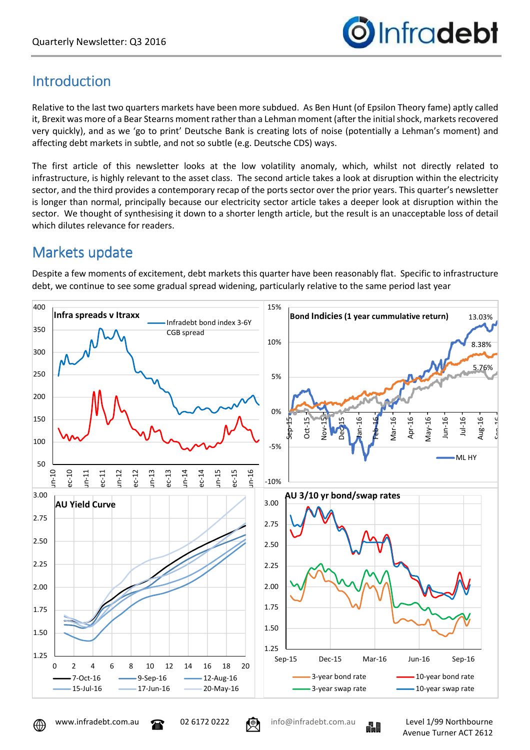# Introduction

Relative to the last two quarters markets have been more subdued. As Ben Hunt (of Epsilon Theory fame) aptly called it, Brexit was more of a Bear Stearns moment rather than a Lehman moment (after the initial shock, markets recovered very quickly), and as we 'go to print' Deutsche Bank is creating lots of noise (potentially a Lehman's moment) and affecting debt markets in subtle, and not so subtle (e.g. Deutsche CDS) ways.

The first article of this newsletter looks at the low volatility anomaly, which, whilst not directly related to infrastructure, is highly relevant to the asset class. The second article takes a look at disruption within the electricity sector, and the third provides a contemporary recap of the ports sector over the prior years. This quarter's newsletter is longer than normal, principally because our electricity sector article takes a deeper look at disruption within the sector. We thought of synthesising it down to a shorter length article, but the result is an unacceptable loss of detail which dilutes relevance for readers.

# Markets update

Despite a few moments of excitement, debt markets this quarter have been reasonably flat. Specific to infrastructure debt, we continue to see some gradual spread widening, particularly relative to the same period last year

**Infra spreads v Itraxx**

**Bond Indicies (1 year cummulative return)**

**AU Yield Curve**

**AU 3/10 yr bond/swap rates**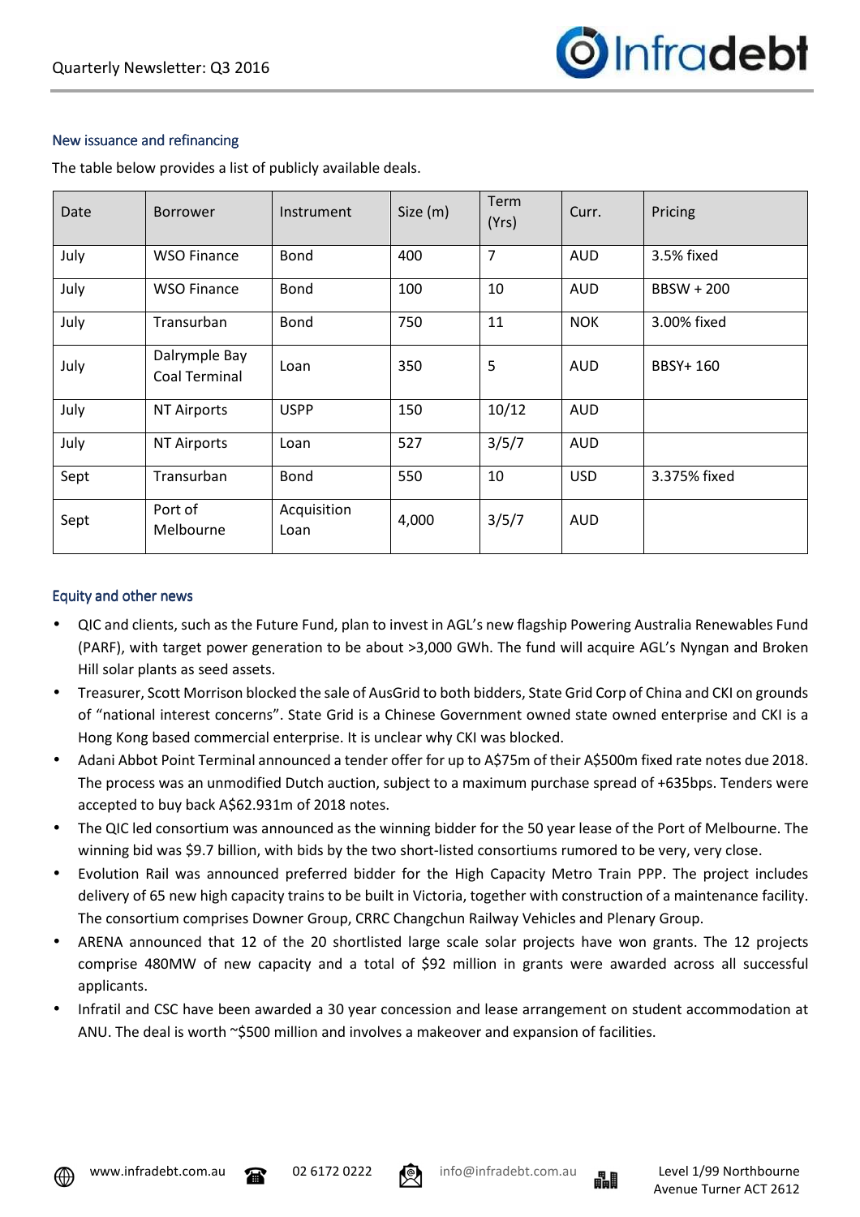## New issuance and refinancing

The table below provides a list of publicly available deals.

| Date | Borrower | Instrument | Size (m) | Term (Yrs) | Curr. | Pricing |
|---|---|---|---|---|---|---|
| July | WSO Finance | Bond | 400 | 7 | AUD | 3.5% fixed |
| July | WSO Finance | Bond | 100 | 10 | AUD | BBSW + 200 |
| July | Transurban | Bond | 750 | 11 | NOK | 3.00% fixed |
| July | Dalrymple Bay Coal Terminal | Loan | 350 | 5 | AUD | BBSY+ 160 |
| July | NT Airports | USPP | 150 | 10/12 | AUD | |
| July | NT Airports | Loan | 527 | 3/5/7 | AUD | |
| Sept | Transurban | Bond | 550 | 10 | USD | 3.375% fixed |
| Sept | Port of Melbourne | Acquisition Loan | 4,000 | 3/5/7 | AUD | |

## Equity and other news

- QIC and clients, such as the Future Fund, plan to invest in AGL's new flagship Powering Australia Renewables Fund (PARF), with target power generation to be about >3,000 GWh. The fund will acquire AGL's Nyngan and Broken Hill solar plants as seed assets.
- Treasurer, Scott Morrison blocked the sale of AusGrid to both bidders, State Grid Corp of China and CKI on grounds of "national interest concerns". State Grid is a Chinese Government owned state owned enterprise and CKI is a Hong Kong based commercial enterprise. It is unclear why CKI was blocked.
- Adani Abbot Point Terminal announced a tender offer for up to A$75m of their A$500m fixed rate notes due 2018. The process was an unmodified Dutch auction, subject to a maximum purchase spread of +635bps. Tenders were accepted to buy back A$62.931m of 2018 notes.
- The QIC led consortium was announced as the winning bidder for the 50 year lease of the Port of Melbourne. The winning bid was $9.7 billion, with bids by the two short-listed consortiums rumored to be very, very close.
- Evolution Rail was announced preferred bidder for the High Capacity Metro Train PPP. The project includes delivery of 65 new high capacity trains to be built in Victoria, together with construction of a maintenance facility. The consortium comprises Downer Group, CRRC Changchun Railway Vehicles and Plenary Group.
- ARENA announced that 12 of the 20 shortlisted large scale solar projects have won grants. The 12 projects comprise 480MW of new capacity and a total of $92 million in grants were awarded across all successful applicants.
- Infratil and CSC have been awarded a 30 year concession and lease arrangement on student accommodation at ANU. The deal is worth ~$500 million and involves a makeover and expansion of facilities.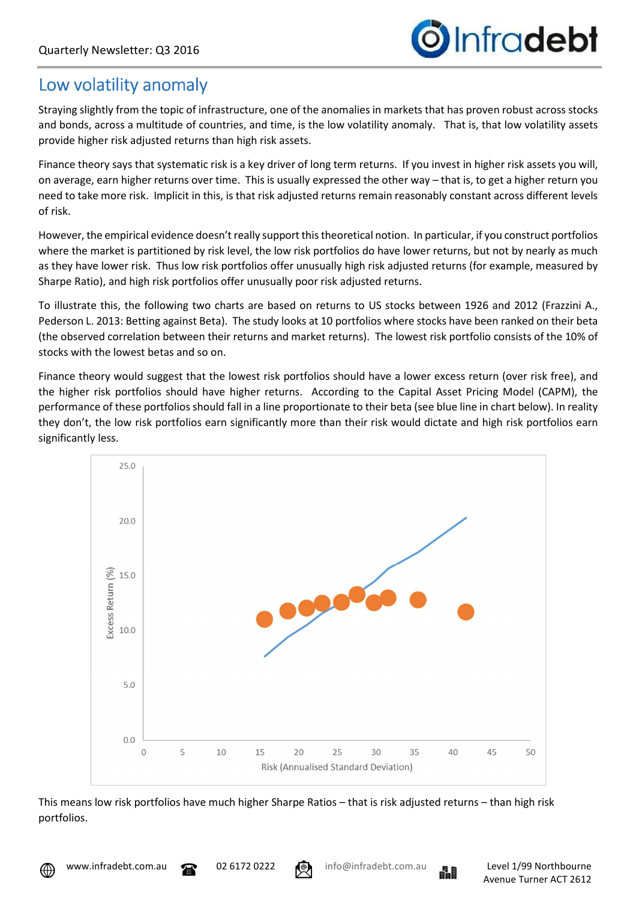## Low volatility anomaly

Straying slightly from the topic of infrastructure, one of the anomalies in markets that has proven robust across stocks and bonds, across a multitude of countries, and time, is the low volatility anomaly. That is, that low volatility assets provide higher risk adjusted returns than high risk assets.

Finance theory says that systematic risk is a key driver of long term returns. If you invest in higher risk assets you will, on average, earn higher returns over time. This is usually expressed the other way – that is, to get a higher return you need to take more risk. Implicit in this, is that risk adjusted returns remain reasonably constant across different levels of risk.

However, the empirical evidence doesn't really support this theoretical notion. In particular, if you construct portfolios where the market is partitioned by risk level, the low risk portfolios do have lower returns, but not by nearly as much as they have lower risk. Thus low risk portfolios offer unusually high risk adjusted returns (for example, measured by Sharpe Ratio), and high risk portfolios offer unusually poor risk adjusted returns.

To illustrate this, the following two charts are based on returns to US stocks between 1926 and 2012 (Frazzini A., Pederson L. 2013: Betting against Beta). The study looks at 10 portfolios where stocks have been ranked on their beta (the observed correlation between their returns and market returns). The lowest risk portfolio consists of the 10% of stocks with the lowest betas and so on.

Finance theory would suggest that the lowest risk portfolios should have a lower excess return (over risk free), and the higher risk portfolios should have higher returns. According to the Capital Asset Pricing Model (CAPM), the performance of these portfolios should fall in a line proportionate to their beta (see blue line in chart below). In reality they don't, the low risk portfolios earn significantly more than their risk would dictate and high risk portfolios earn significantly less.

This means low risk portfolios have much higher Sharpe Ratios – that is risk adjusted returns – than high risk portfolios.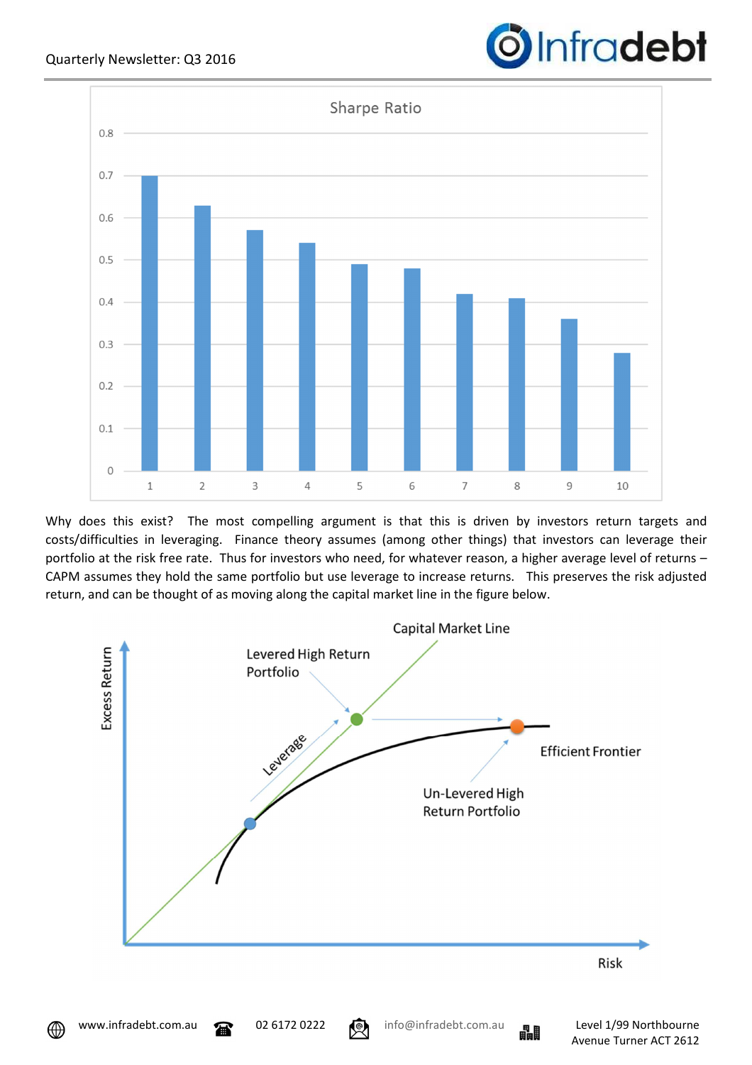Why does this exist? The most compelling argument is that this is driven by investors return targets and costs/difficulties in leveraging. Finance theory assumes (among other things) that investors can leverage their portfolio at the risk free rate. Thus for investors who need, for whatever reason, a higher average level of returns – CAPM assumes they hold the same portfolio but use leverage to increase returns. This preserves the risk adjusted return, and can be thought of as moving along the capital market line in the figure below.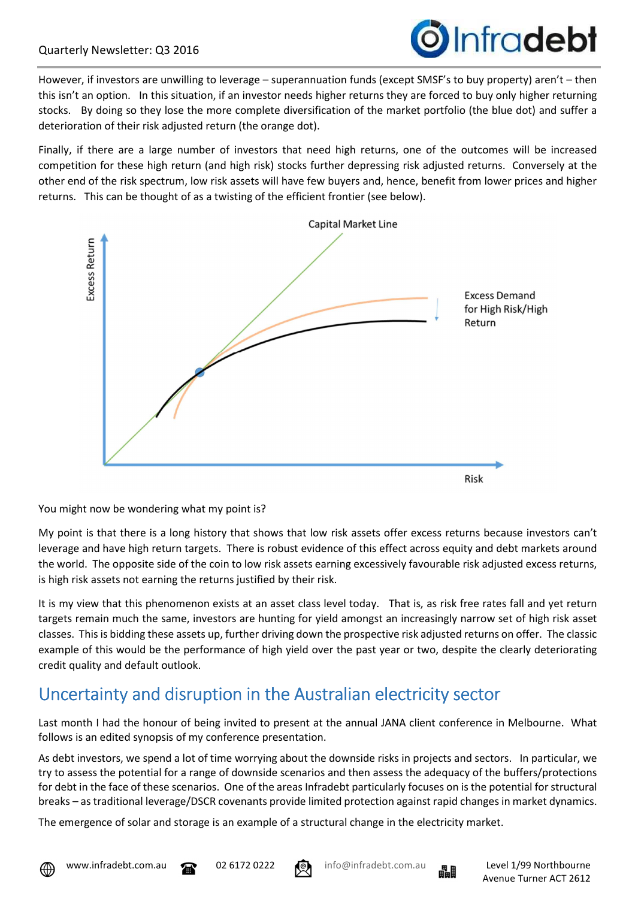However, if investors are unwilling to leverage – superannuation funds (except SMSF's to buy property) aren't – then this isn't an option. In this situation, if an investor needs higher returns they are forced to buy only higher returning stocks. By doing so they lose the more complete diversification of the market portfolio (the blue dot) and suffer a deterioration of their risk adjusted return (the orange dot).

Finally, if there are a large number of investors that need high returns, one of the outcomes will be increased competition for these high return (and high risk) stocks further depressing risk adjusted returns. Conversely at the other end of the risk spectrum, low risk assets will have few buyers and, hence, benefit from lower prices and higher returns. This can be thought of as a twisting of the efficient frontier (see below).

You might now be wondering what my point is?

My point is that there is a long history that shows that low risk assets offer excess returns because investors can't leverage and have high return targets. There is robust evidence of this effect across equity and debt markets around the world. The opposite side of the coin to low risk assets earning excessively favourable risk adjusted excess returns, is high risk assets not earning the returns justified by their risk.

It is my view that this phenomenon exists at an asset class level today. That is, as risk free rates fall and yet return targets remain much the same, investors are hunting for yield amongst an increasingly narrow set of high risk asset classes. This is bidding these assets up, further driving down the prospective risk adjusted returns on offer. The classic example of this would be the performance of high yield over the past year or two, despite the clearly deteriorating credit quality and default outlook.

## Uncertainty and disruption in the Australian electricity sector

Last month I had the honour of being invited to present at the annual JANA client conference in Melbourne. What follows is an edited synopsis of my conference presentation.

As debt investors, we spend a lot of time worrying about the downside risks in projects and sectors. In particular, we try to assess the potential for a range of downside scenarios and then assess the adequacy of the buffers/protections for debt in the face of these scenarios. One of the areas Infradebt particularly focuses on is the potential for structural breaks – as traditional leverage/DSCR covenants provide limited protection against rapid changes in market dynamics.

The emergence of solar and storage is an example of a structural change in the electricity market.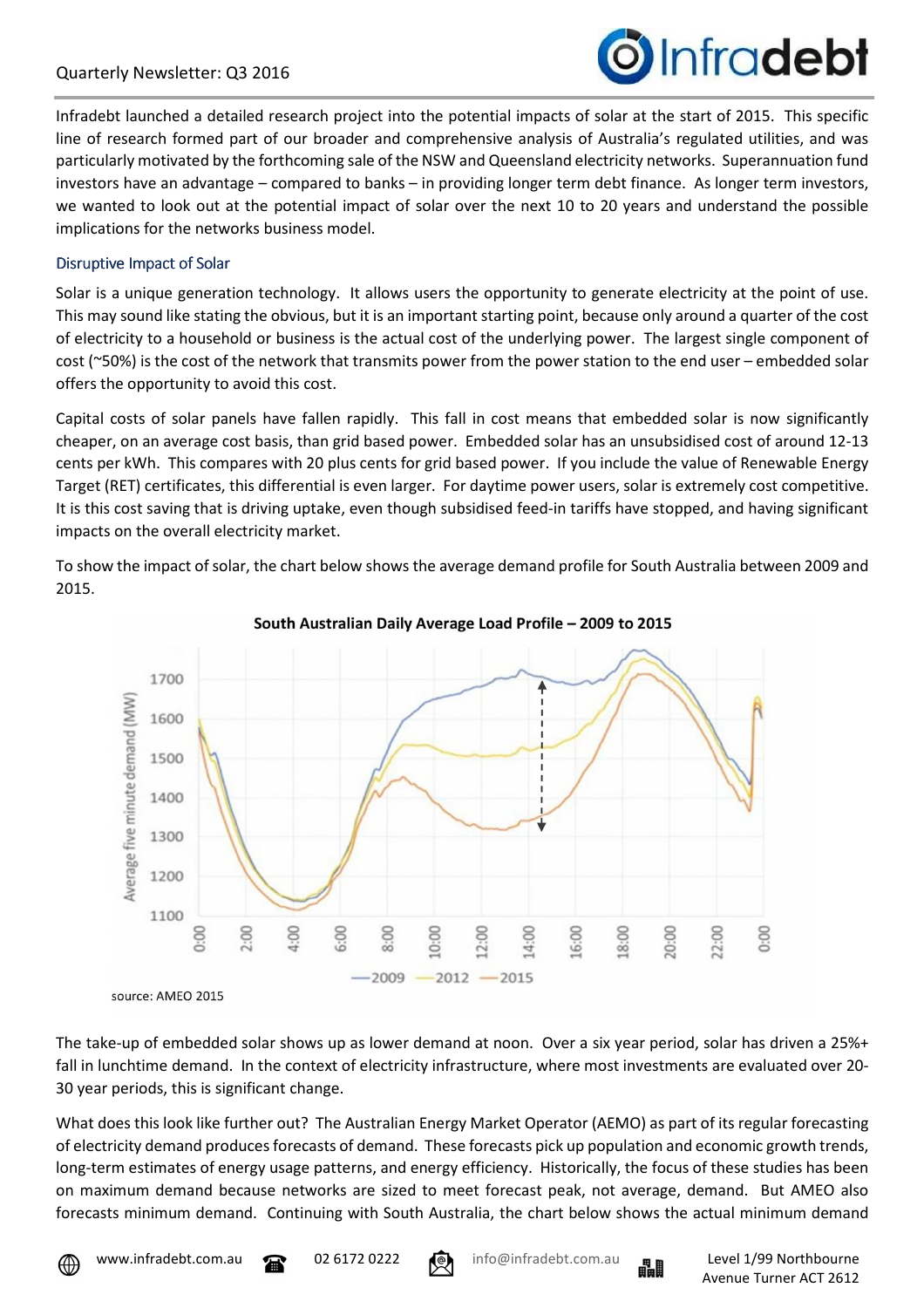Infradebt launched a detailed research project into the potential impacts of solar at the start of 2015. This specific line of research formed part of our broader and comprehensive analysis of Australia's regulated utilities, and was particularly motivated by the forthcoming sale of the NSW and Queensland electricity networks. Superannuation fund investors have an advantage – compared to banks – in providing longer term debt finance. As longer term investors, we wanted to look out at the potential impact of solar over the next 10 to 20 years and understand the possible implications for the networks business model.

## Disruptive Impact of Solar

Solar is a unique generation technology. It allows users the opportunity to generate electricity at the point of use. This may sound like stating the obvious, but it is an important starting point, because only around a quarter of the cost of electricity to a household or business is the actual cost of the underlying power. The largest single component of cost (~50%) is the cost of the network that transmits power from the power station to the end user – embedded solar offers the opportunity to avoid this cost.

Capital costs of solar panels have fallen rapidly. This fall in cost means that embedded solar is now significantly cheaper, on an average cost basis, than grid based power. Embedded solar has an unsubsidised cost of around 12-13 cents per kWh. This compares with 20 plus cents for grid based power. If you include the value of Renewable Energy Target (RET) certificates, this differential is even larger. For daytime power users, solar is extremely cost competitive. It is this cost saving that is driving uptake, even though subsidised feed-in tariffs have stopped, and having significant impacts on the overall electricity market.

To show the impact of solar, the chart below shows the average demand profile for South Australia between 2009 and 2015.

**South Australian Daily Average Load Profile – 2009 to 2015**

source: AMEO 2015

The take-up of embedded solar shows up as lower demand at noon. Over a six year period, solar has driven a 25%+ fall in lunchtime demand. In the context of electricity infrastructure, where most investments are evaluated over 20-30 year periods, this is significant change.

What does this look like further out? The Australian Energy Market Operator (AEMO) as part of its regular forecasting of electricity demand produces forecasts of demand. These forecasts pick up population and economic growth trends, long-term estimates of energy usage patterns, and energy efficiency. Historically, the focus of these studies has been on maximum demand because networks are sized to meet forecast peak, not average, demand. But AMEO also forecasts minimum demand. Continuing with South Australia, the chart below shows the actual minimum demand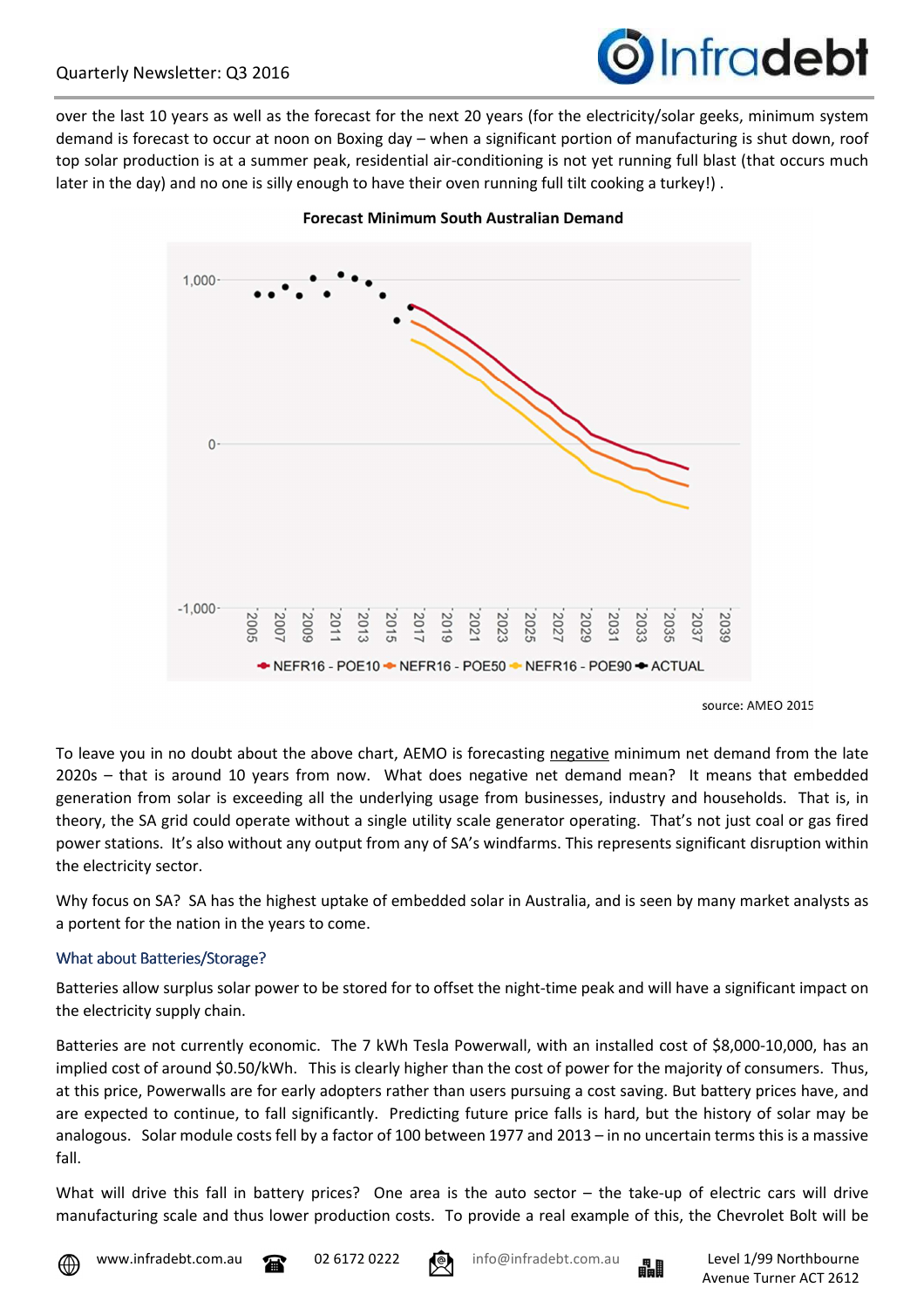over the last 10 years as well as the forecast for the next 20 years (for the electricity/solar geeks, minimum system demand is forecast to occur at noon on Boxing day – when a significant portion of manufacturing is shut down, roof top solar production is at a summer peak, residential air-conditioning is not yet running full blast (that occurs much later in the day) and no one is silly enough to have their oven running full tilt cooking a turkey!) .

**Forecast Minimum South Australian Demand**

source: AMEO 2015

To leave you in no doubt about the above chart, AEMO is forecasting negative minimum net demand from the late 2020s – that is around 10 years from now. What does negative net demand mean? It means that embedded generation from solar is exceeding all the underlying usage from businesses, industry and households. That is, in theory, the SA grid could operate without a single utility scale generator operating. That's not just coal or gas fired power stations. It's also without any output from any of SA's windfarms. This represents significant disruption within the electricity sector.

Why focus on SA? SA has the highest uptake of embedded solar in Australia, and is seen by many market analysts as a portent for the nation in the years to come.

### What about Batteries/Storage?

Batteries allow surplus solar power to be stored for to offset the night-time peak and will have a significant impact on the electricity supply chain.

Batteries are not currently economic. The 7 kWh Tesla Powerwall, with an installed cost of $8,000-10,000, has an implied cost of around $0.50/kWh. This is clearly higher than the cost of power for the majority of consumers. Thus, at this price, Powerwalls are for early adopters rather than users pursuing a cost saving. But battery prices have, and are expected to continue, to fall significantly. Predicting future price falls is hard, but the history of solar may be analogous. Solar module costs fell by a factor of 100 between 1977 and 2013 – in no uncertain terms this is a massive fall.

What will drive this fall in battery prices? One area is the auto sector – the take-up of electric cars will drive manufacturing scale and thus lower production costs. To provide a real example of this, the Chevrolet Bolt will be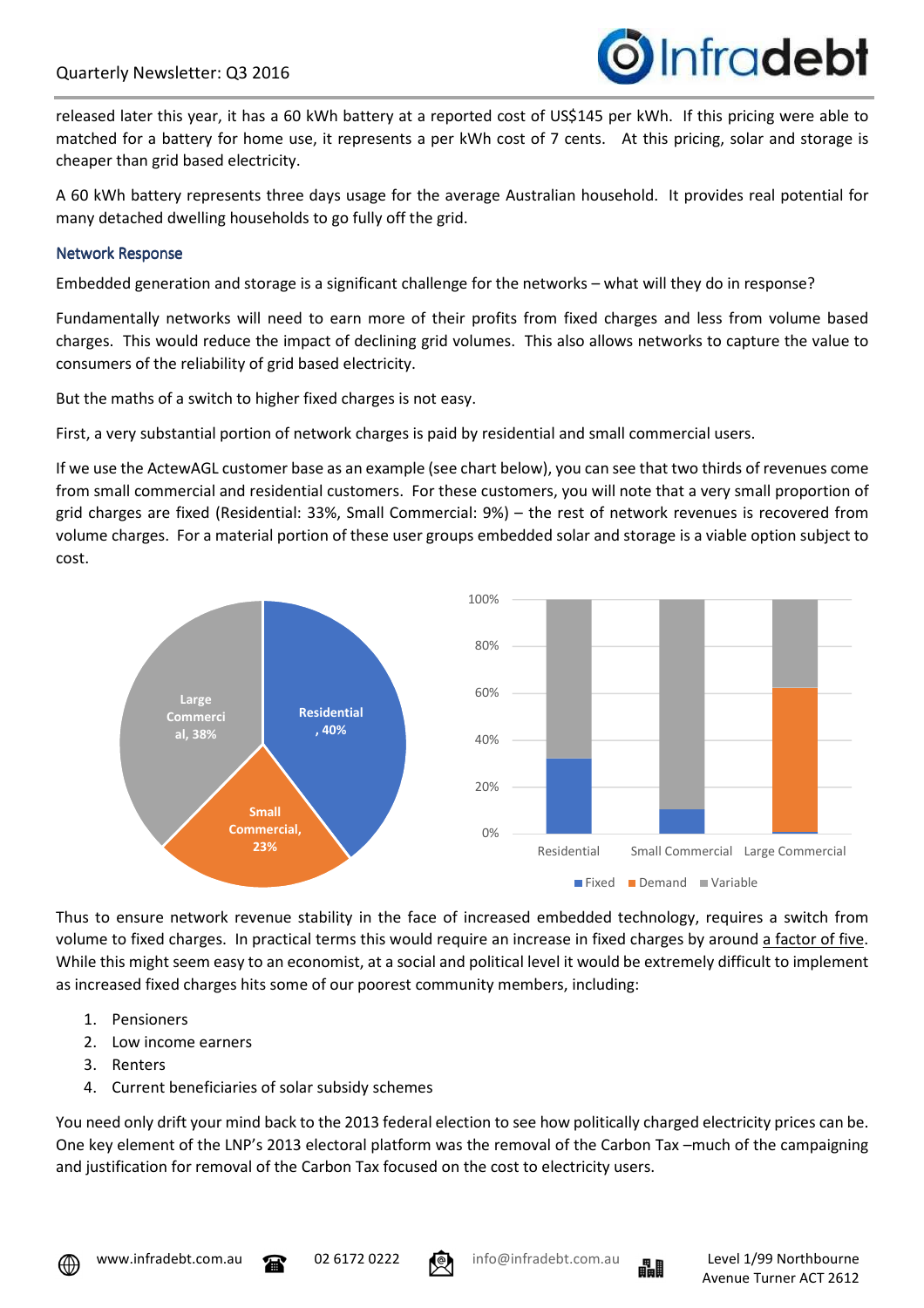released later this year, it has a 60 kWh battery at a reported cost of US$145 per kWh. If this pricing were able to matched for a battery for home use, it represents a per kWh cost of 7 cents. At this pricing, solar and storage is cheaper than grid based electricity.

A 60 kWh battery represents three days usage for the average Australian household. It provides real potential for many detached dwelling households to go fully off the grid.

### Network Response

Embedded generation and storage is a significant challenge for the networks – what will they do in response?

Fundamentally networks will need to earn more of their profits from fixed charges and less from volume based charges. This would reduce the impact of declining grid volumes. This also allows networks to capture the value to consumers of the reliability of grid based electricity.

But the maths of a switch to higher fixed charges is not easy.

First, a very substantial portion of network charges is paid by residential and small commercial users.

If we use the ActewAGL customer base as an example (see chart below), you can see that two thirds of revenues come from small commercial and residential customers. For these customers, you will note that a very small proportion of grid charges are fixed (Residential: 33%, Small Commercial: 9%) – the rest of network revenues is recovered from volume charges. For a material portion of these user groups embedded solar and storage is a viable option subject to cost.

Thus to ensure network revenue stability in the face of increased embedded technology, requires a switch from volume to fixed charges. In practical terms this would require an increase in fixed charges by around a factor of five. While this might seem easy to an economist, at a social and political level it would be extremely difficult to implement as increased fixed charges hits some of our poorest community members, including:

1. Pensioners
2. Low income earners
3. Renters
4. Current beneficiaries of solar subsidy schemes

You need only drift your mind back to the 2013 federal election to see how politically charged electricity prices can be. One key element of the LNP's 2013 electoral platform was the removal of the Carbon Tax –much of the campaigning and justification for removal of the Carbon Tax focused on the cost to electricity users.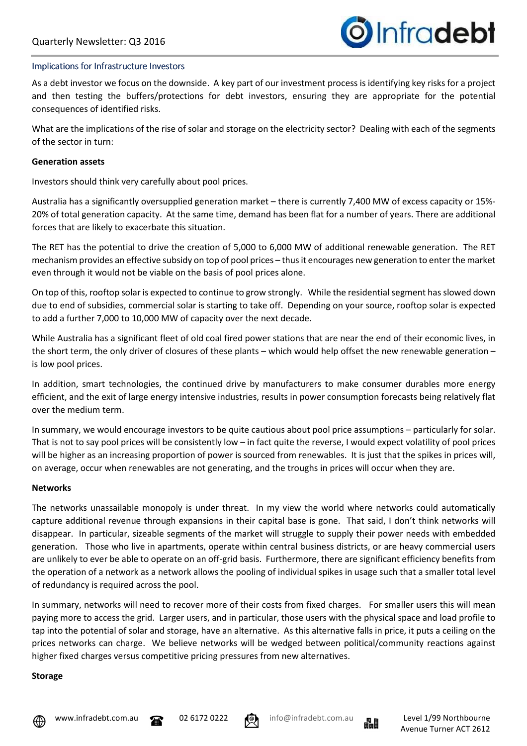## Implications for Infrastructure Investors

As a debt investor we focus on the downside. A key part of our investment process is identifying key risks for a project and then testing the buffers/protections for debt investors, ensuring they are appropriate for the potential consequences of identified risks.

What are the implications of the rise of solar and storage on the electricity sector? Dealing with each of the segments of the sector in turn:

**Generation assets**

Investors should think very carefully about pool prices.

Australia has a significantly oversupplied generation market – there is currently 7,400 MW of excess capacity or 15%-20% of total generation capacity. At the same time, demand has been flat for a number of years. There are additional forces that are likely to exacerbate this situation.

The RET has the potential to drive the creation of 5,000 to 6,000 MW of additional renewable generation. The RET mechanism provides an effective subsidy on top of pool prices – thus it encourages new generation to enter the market even through it would not be viable on the basis of pool prices alone.

On top of this, rooftop solar is expected to continue to grow strongly. While the residential segment has slowed down due to end of subsidies, commercial solar is starting to take off. Depending on your source, rooftop solar is expected to add a further 7,000 to 10,000 MW of capacity over the next decade.

While Australia has a significant fleet of old coal fired power stations that are near the end of their economic lives, in the short term, the only driver of closures of these plants – which would help offset the new renewable generation – is low pool prices.

In addition, smart technologies, the continued drive by manufacturers to make consumer durables more energy efficient, and the exit of large energy intensive industries, results in power consumption forecasts being relatively flat over the medium term.

In summary, we would encourage investors to be quite cautious about pool price assumptions – particularly for solar. That is not to say pool prices will be consistently low – in fact quite the reverse, I would expect volatility of pool prices will be higher as an increasing proportion of power is sourced from renewables. It is just that the spikes in prices will, on average, occur when renewables are not generating, and the troughs in prices will occur when they are.

**Networks**

The networks unassailable monopoly is under threat. In my view the world where networks could automatically capture additional revenue through expansions in their capital base is gone. That said, I don't think networks will disappear. In particular, sizeable segments of the market will struggle to supply their power needs with embedded generation. Those who live in apartments, operate within central business districts, or are heavy commercial users are unlikely to ever be able to operate on an off-grid basis. Furthermore, there are significant efficiency benefits from the operation of a network as a network allows the pooling of individual spikes in usage such that a smaller total level of redundancy is required across the pool.

In summary, networks will need to recover more of their costs from fixed charges. For smaller users this will mean paying more to access the grid. Larger users, and in particular, those users with the physical space and load profile to tap into the potential of solar and storage, have an alternative. As this alternative falls in price, it puts a ceiling on the prices networks can charge. We believe networks will be wedged between political/community reactions against higher fixed charges versus competitive pricing pressures from new alternatives.

**Storage**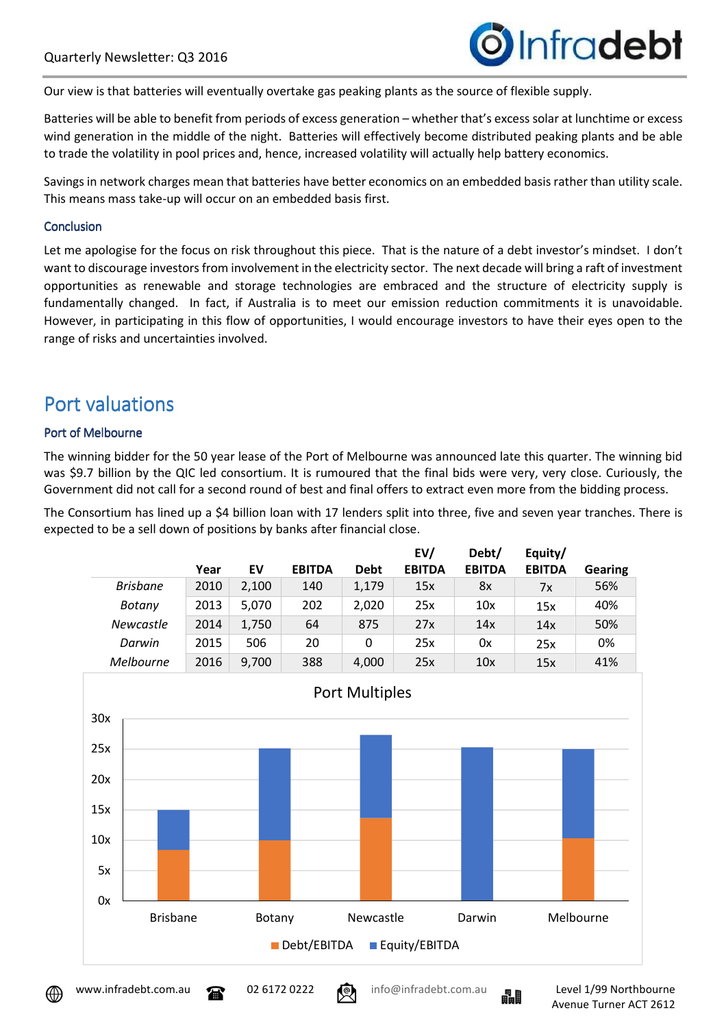Our view is that batteries will eventually overtake gas peaking plants as the source of flexible supply.

Batteries will be able to benefit from periods of excess generation – whether that's excess solar at lunchtime or excess wind generation in the middle of the night. Batteries will effectively become distributed peaking plants and be able to trade the volatility in pool prices and, hence, increased volatility will actually help battery economics.

Savings in network charges mean that batteries have better economics on an embedded basis rather than utility scale. This means mass take-up will occur on an embedded basis first.

### Conclusion

Let me apologise for the focus on risk throughout this piece. That is the nature of a debt investor's mindset. I don't want to discourage investors from involvement in the electricity sector. The next decade will bring a raft of investment opportunities as renewable and storage technologies are embraced and the structure of electricity supply is fundamentally changed. In fact, if Australia is to meet our emission reduction commitments it is unavoidable. However, in participating in this flow of opportunities, I would encourage investors to have their eyes open to the range of risks and uncertainties involved.

## Port valuations

### Port of Melbourne

The winning bidder for the 50 year lease of the Port of Melbourne was announced late this quarter. The winning bid was $9.7 billion by the QIC led consortium. It is rumoured that the final bids were very, very close. Curiously, the Government did not call for a second round of best and final offers to extract even more from the bidding process.

The Consortium has lined up a $4 billion loan with 17 lenders split into three, five and seven year tranches. There is expected to be a sell down of positions by banks after financial close.

| | Year | EV | EBITDA | Debt | EV/ EBITDA | Debt/ EBITDA | Equity/ EBITDA | Gearing |
|---|---|---|---|---|---|---|---|---|
| *Brisbane* | 2010 | 2,100 | 140 | 1,179 | 15x | 8x | 7x | 56% |
| *Botany* | 2013 | 5,070 | 202 | 2,020 | 25x | 10x | 15x | 40% |
| *Newcastle* | 2014 | 1,750 | 64 | 875 | 27x | 14x | 14x | 50% |
| *Darwin* | 2015 | 506 | 20 | 0 | 25x | 0x | 25x | 0% |
| *Melbourne* | 2016 | 9,700 | 388 | 4,000 | 25x | 10x | 15x | 41% |

Port Multiples

| | Debt/EBITDA | Equity/EBITDA |
|---|---|---|
| Brisbane | 8x | 7x |
| Botany | 10x | 15x |
| Newcastle | 14x | 14x |
| Darwin | 0x | 25x |
| Melbourne | 10x | 15x |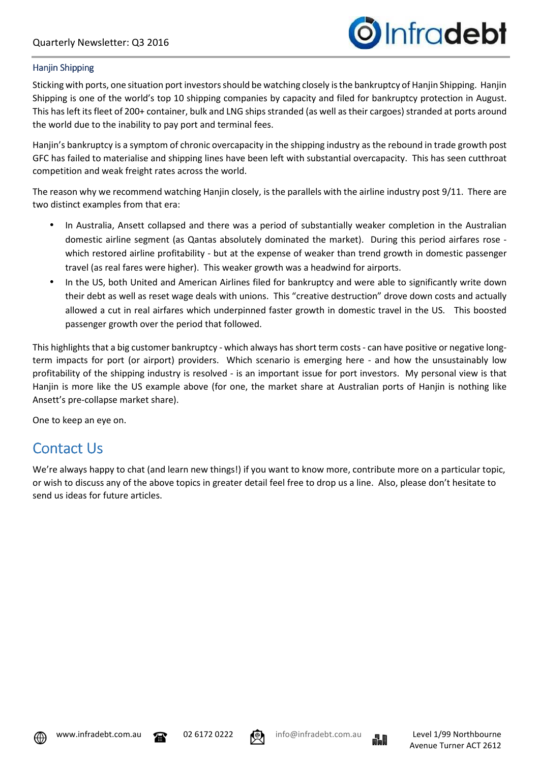### Hanjin Shipping

Sticking with ports, one situation port investors should be watching closely is the bankruptcy of Hanjin Shipping. Hanjin Shipping is one of the world's top 10 shipping companies by capacity and filed for bankruptcy protection in August. This has left its fleet of 200+ container, bulk and LNG ships stranded (as well as their cargoes) stranded at ports around the world due to the inability to pay port and terminal fees.

Hanjin's bankruptcy is a symptom of chronic overcapacity in the shipping industry as the rebound in trade growth post GFC has failed to materialise and shipping lines have been left with substantial overcapacity. This has seen cutthroat competition and weak freight rates across the world.

The reason why we recommend watching Hanjin closely, is the parallels with the airline industry post 9/11. There are two distinct examples from that era:

- In Australia, Ansett collapsed and there was a period of substantially weaker completion in the Australian domestic airline segment (as Qantas absolutely dominated the market). During this period airfares rose - which restored airline profitability - but at the expense of weaker than trend growth in domestic passenger travel (as real fares were higher). This weaker growth was a headwind for airports.
- In the US, both United and American Airlines filed for bankruptcy and were able to significantly write down their debt as well as reset wage deals with unions. This "creative destruction" drove down costs and actually allowed a cut in real airfares which underpinned faster growth in domestic travel in the US. This boosted passenger growth over the period that followed.

This highlights that a big customer bankruptcy - which always has short term costs - can have positive or negative long-term impacts for port (or airport) providers. Which scenario is emerging here - and how the unsustainably low profitability of the shipping industry is resolved - is an important issue for port investors. My personal view is that Hanjin is more like the US example above (for one, the market share at Australian ports of Hanjin is nothing like Ansett's pre-collapse market share).

One to keep an eye on.

## Contact Us

We're always happy to chat (and learn new things!) if you want to know more, contribute more on a particular topic, or wish to discuss any of the above topics in greater detail feel free to drop us a line. Also, please don't hesitate to send us ideas for future articles.

www.infradebt.com.au | 02 6172 0222 | info@infradebt.com.au | Level 1/99 Northbourne Avenue Turner ACT 2612